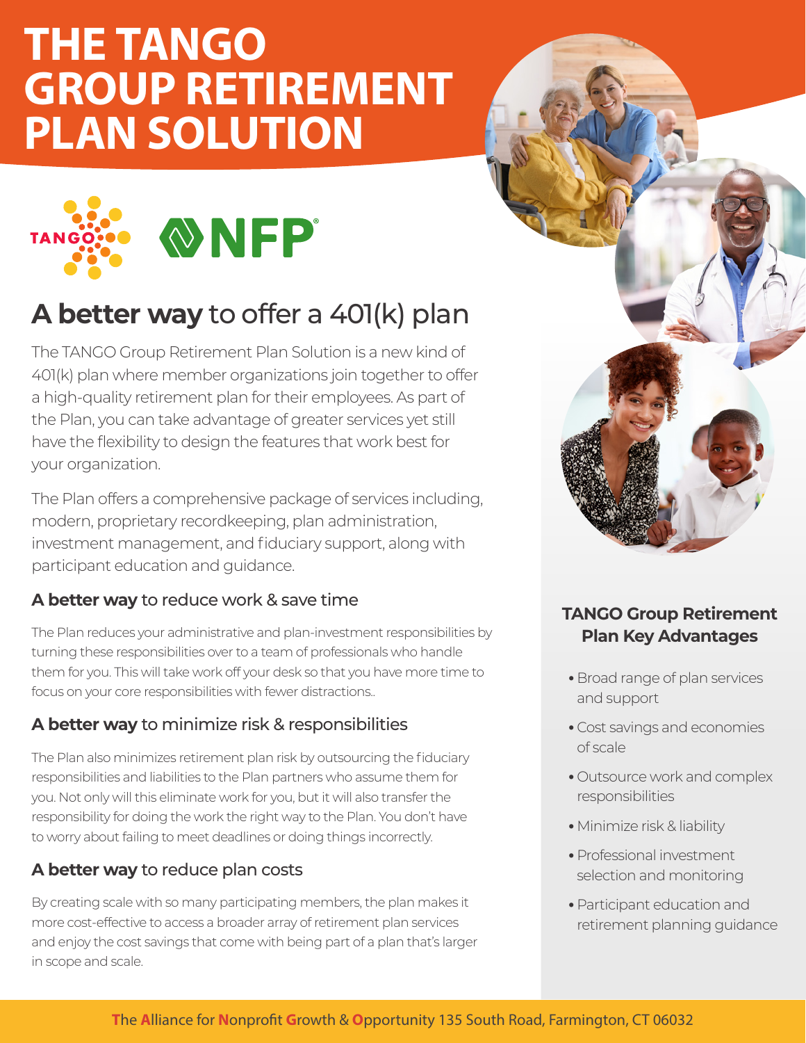# THE TANGO GROUP RETIREMENT PLAN SOLUTION

TANGO NFP

## **A better way** to offer a 401(k) plan

The TANGO Group Retirement Plan Solution is a new kind of 401(k) plan where member organizations join together to offer a high-quality retirement plan for their employees. As part of the Plan, you can take advantage of greater services yet still have the flexibility to design the features that work best for your organization.

The Plan offers a comprehensive package of services including, modern, proprietary recordkeeping, plan administration, investment management, and fiduciary support, along with participant education and guidance.

### **A better way** to reduce work & save time

The Plan reduces your administrative and plan-investment responsibilities by turning these responsibilities over to a team of professionals who handle them for you. This will take work off your desk so that you have more time to focus on your core responsibilities with fewer distractions..

### **A better way** to minimize risk & responsibilities

The Plan also minimizes retirement plan risk by outsourcing the fiduciary responsibilities and liabilities to the Plan partners who assume them for you. Not only will this eliminate work for you, but it will also transfer the responsibility for doing the work the right way to the Plan. You don't have to worry about failing to meet deadlines or doing things incorrectly.

### **A better way** to reduce plan costs

By creating scale with so many participating members, the plan makes it more cost-effective to access a broader array of retirement plan services and enjoy the cost savings that come with being part of a plan that's larger in scope and scale.

### TANGO Group Retirement Plan Key Advantages

- Broad range of plan services and support
- Cost savings and economies of scale
- Outsource work and complex responsibilities
- Minimize risk & liability
- Professional investment selection and monitoring
- Participant education and retirement planning guidance

The Alliance for Nonprofit Growth & Opportunity 135 South Road, Farmington, CT 06032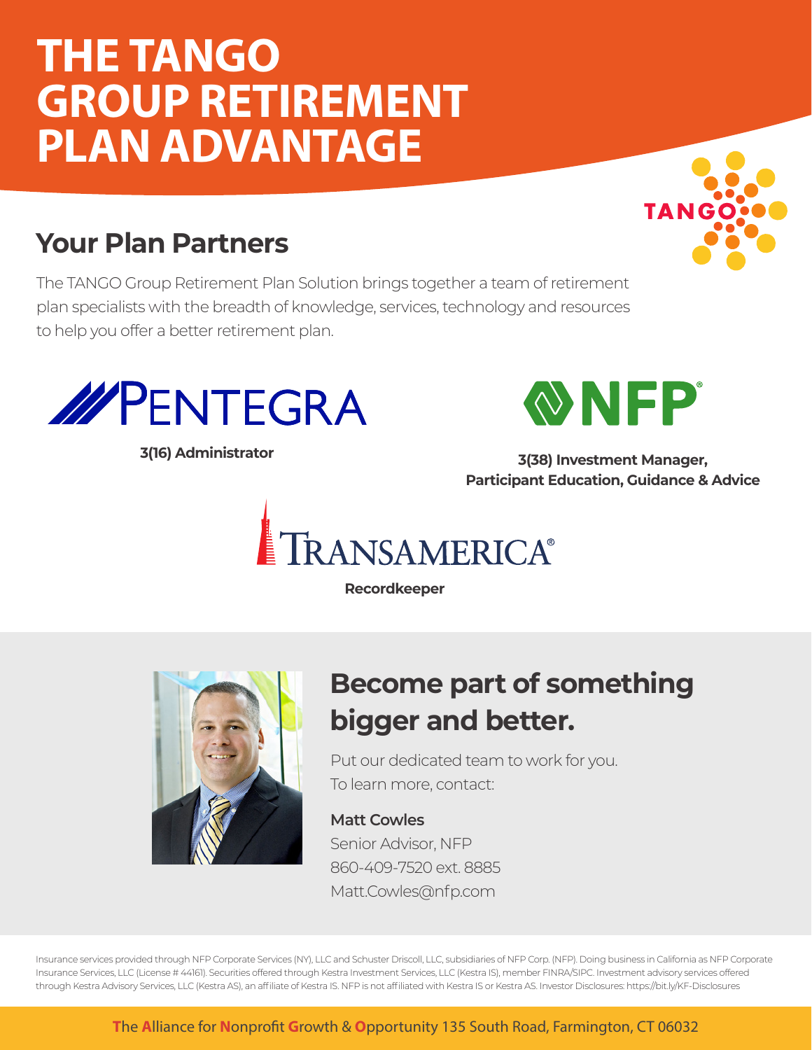# THE TANGO GROUP RETIREMENT PLAN ADVANTAGE

TANGO

## Your Plan Partners

The TANGO Group Retirement Plan Solution brings together a team of retirement plan specialists with the breadth of knowledge, services, technology and resources to help you offer a better retirement plan.

PENTEGRA

**3(16) Administrator**

NFP®

**3(38) Investment Manager, Participant Education, Guidance & Advice**

TRANSAMERICA®

**Recordkeeper**

## Become part of something bigger and better.

Put our dedicated team to work for you.
To learn more, contact:

**Matt Cowles**
Senior Advisor, NFP
860-409-7520 ext. 8885
Matt.Cowles@nfp.com

Insurance services provided through NFP Corporate Services (NY), LLC and Schuster Driscoll, LLC, subsidiaries of NFP Corp. (NFP). Doing business in California as NFP Corporate Insurance Services, LLC (License # 44161). Securities offered through Kestra Investment Services, LLC (Kestra IS), member FINRA/SIPC. Investment advisory services offered through Kestra Advisory Services, LLC (Kestra AS), an affiliate of Kestra IS. NFP is not affiliated with Kestra IS or Kestra AS. Investor Disclosures: https://bit.ly/KF-Disclosures

The Alliance for Nonprofit Growth & Opportunity 135 South Road, Farmington, CT 06032